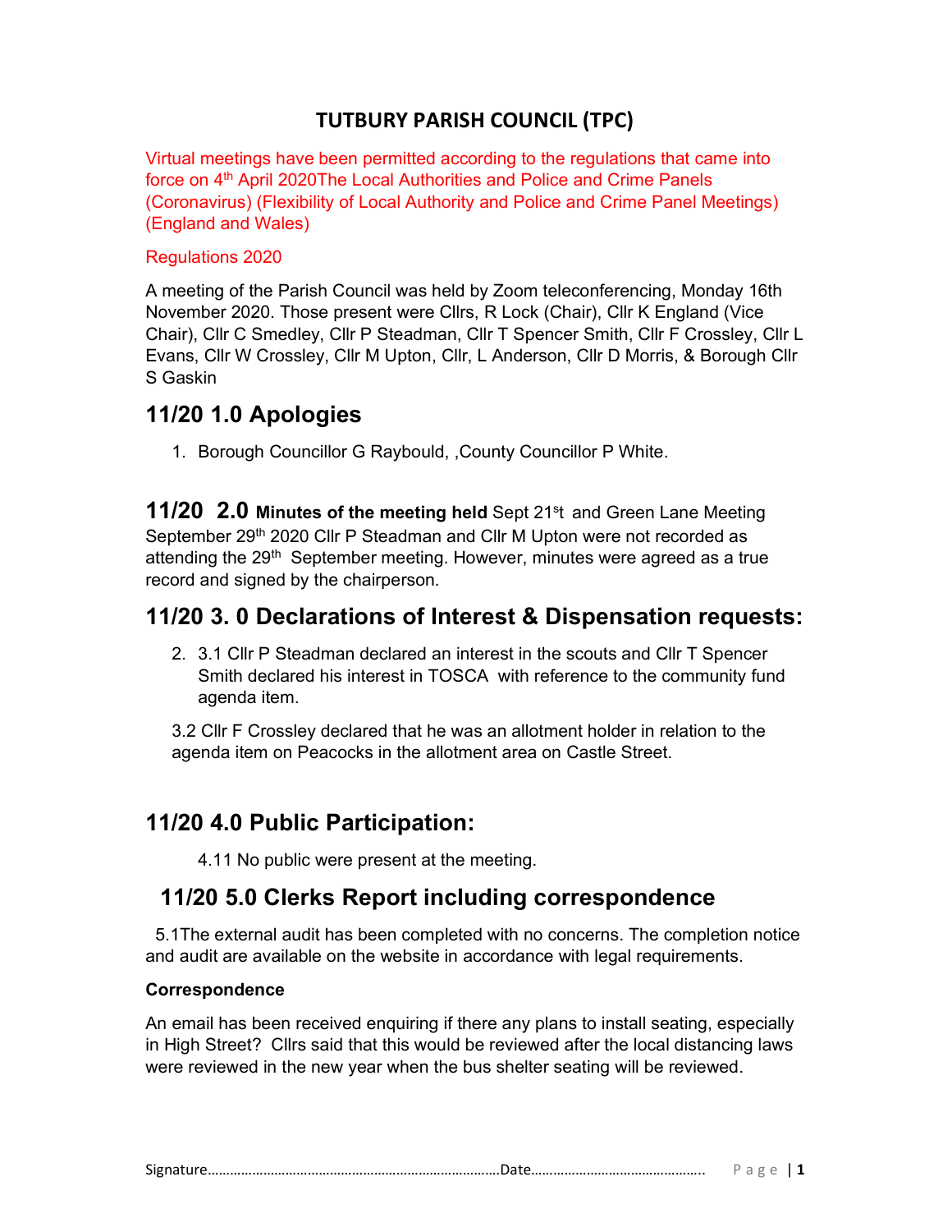# TUTBURY PARISH COUNCIL (TPC)

Virtual meetings have been permitted according to the regulations that came into force on 4th April 2020The Local Authorities and Police and Crime Panels (Coronavirus) (Flexibility of Local Authority and Police and Crime Panel Meetings) (England and Wales)

Regulations 2020

A meeting of the Parish Council was held by Zoom teleconferencing, Monday 16th November 2020. Those present were Cllrs, R Lock (Chair), Cllr K England (Vice Chair), Cllr C Smedley, Cllr P Steadman, Cllr T Spencer Smith, Cllr F Crossley, Cllr L Evans, Cllr W Crossley, Cllr M Upton, Cllr, L Anderson, Cllr D Morris, & Borough Cllr S Gaskin

## 11/20 1.0 Apologies

1. Borough Councillor G Raybould, ,County Councillor P White.

**11/20 2.0 Minutes of the meeting held** Sept 21st and Green Lane Meeting September 29th 2020 Cllr P Steadman and Cllr M Upton were not recorded as attending the 29th September meeting. However, minutes were agreed as a true record and signed by the chairperson.

## 11/20 3. 0 Declarations of Interest & Dispensation requests:

2. 3.1 Cllr P Steadman declared an interest in the scouts and Cllr T Spencer Smith declared his interest in TOSCA with reference to the community fund agenda item.

3.2 Cllr F Crossley declared that he was an allotment holder in relation to the agenda item on Peacocks in the allotment area on Castle Street.

## 11/20 4.0 Public Participation:

4.11 No public were present at the meeting.

## 11/20 5.0 Clerks Report including correspondence

5.1The external audit has been completed with no concerns. The completion notice and audit are available on the website in accordance with legal requirements.

**Correspondence**

An email has been received enquiring if there any plans to install seating, especially in High Street? Cllrs said that this would be reviewed after the local distancing laws were reviewed in the new year when the bus shelter seating will be reviewed.

Signature……………………………………………………………………Date………………………………………..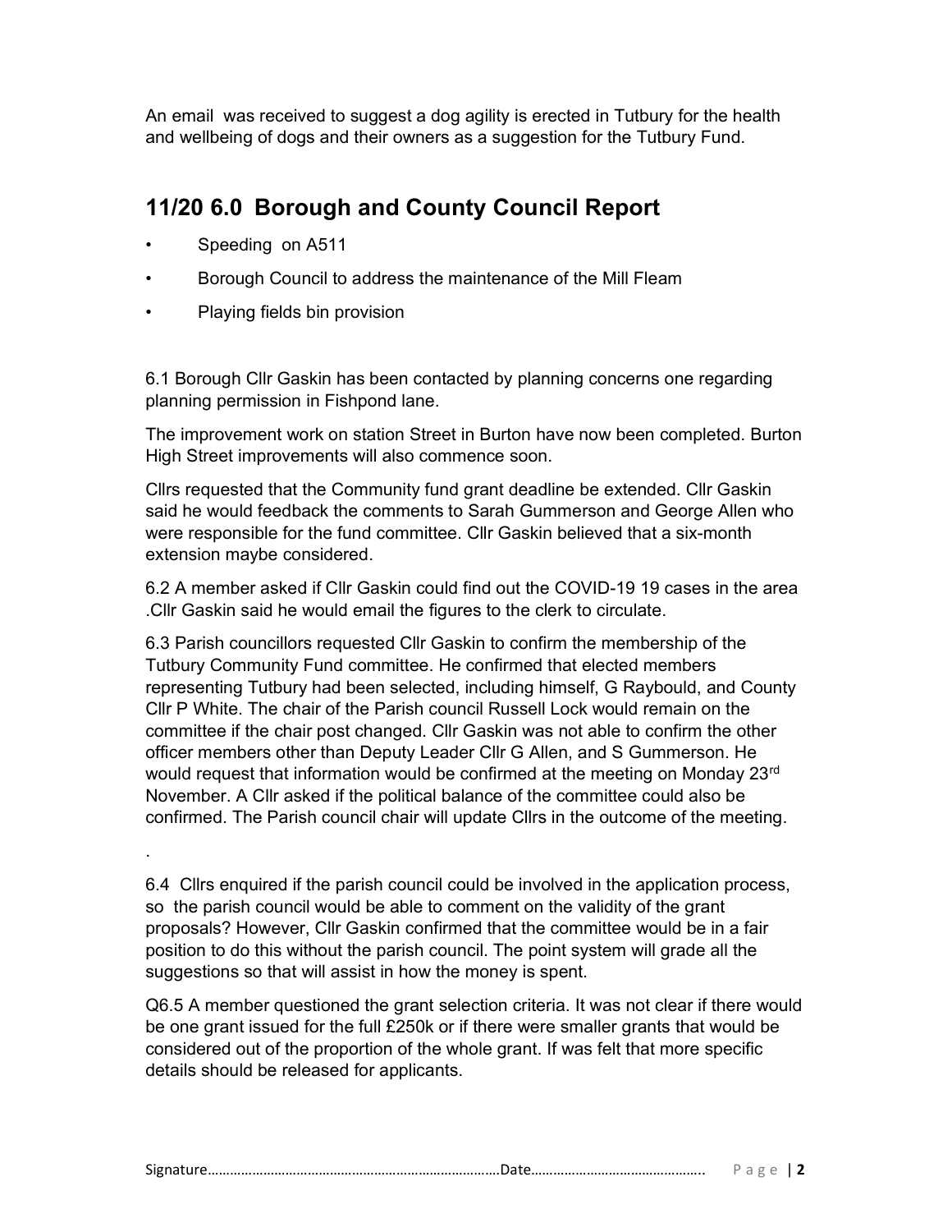An email was received to suggest a dog agility is erected in Tutbury for the health and wellbeing of dogs and their owners as a suggestion for the Tutbury Fund.

## 11/20 6.0 Borough and County Council Report

- Speeding on A511
- Borough Council to address the maintenance of the Mill Fleam
- Playing fields bin provision

6.1 Borough Cllr Gaskin has been contacted by planning concerns one regarding planning permission in Fishpond lane.

The improvement work on station Street in Burton have now been completed. Burton High Street improvements will also commence soon.

Cllrs requested that the Community fund grant deadline be extended. Cllr Gaskin said he would feedback the comments to Sarah Gummerson and George Allen who were responsible for the fund committee. Cllr Gaskin believed that a six-month extension maybe considered.

6.2 A member asked if Cllr Gaskin could find out the COVID-19 19 cases in the area .Cllr Gaskin said he would email the figures to the clerk to circulate.

6.3 Parish councillors requested Cllr Gaskin to confirm the membership of the Tutbury Community Fund committee. He confirmed that elected members representing Tutbury had been selected, including himself, G Raybould, and County Cllr P White. The chair of the Parish council Russell Lock would remain on the committee if the chair post changed. Cllr Gaskin was not able to confirm the other officer members other than Deputy Leader Cllr G Allen, and S Gummerson. He would request that information would be confirmed at the meeting on Monday 23rd November. A Cllr asked if the political balance of the committee could also be confirmed. The Parish council chair will update Cllrs in the outcome of the meeting.

.

6.4 Cllrs enquired if the parish council could be involved in the application process, so the parish council would be able to comment on the validity of the grant proposals? However, Cllr Gaskin confirmed that the committee would be in a fair position to do this without the parish council. The point system will grade all the suggestions so that will assist in how the money is spent.

Q6.5 A member questioned the grant selection criteria. It was not clear if there would be one grant issued for the full £250k or if there were smaller grants that would be considered out of the proportion of the whole grant. If was felt that more specific details should be released for applicants.

Signature……………………………………………………………………Date………………………………………..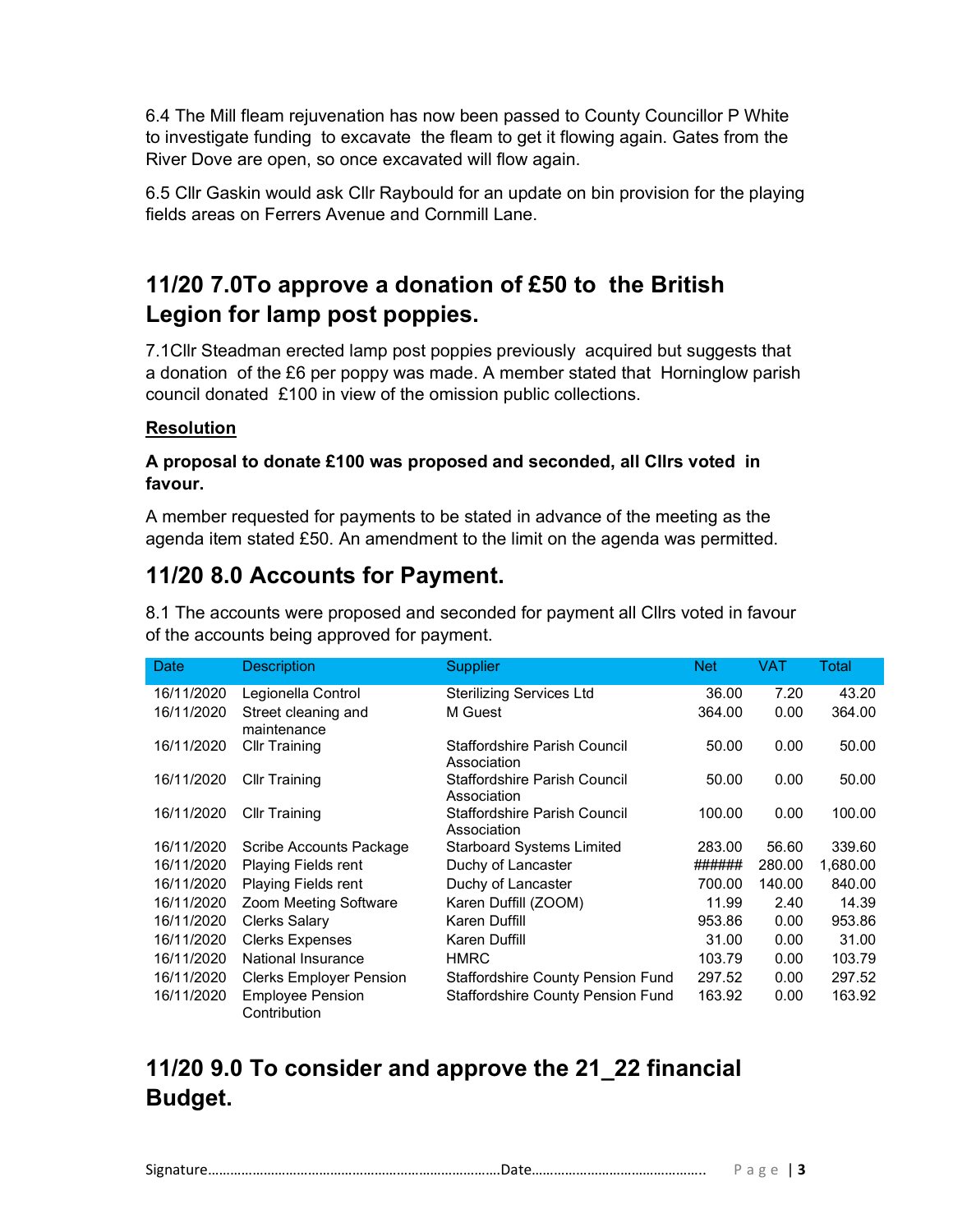6.4 The Mill fleam rejuvenation has now been passed to County Councillor P White to investigate funding to excavate the fleam to get it flowing again. Gates from the River Dove are open, so once excavated will flow again.

6.5 Cllr Gaskin would ask Cllr Raybould for an update on bin provision for the playing fields areas on Ferrers Avenue and Cornmill Lane.

## 11/20 7.0To approve a donation of £50 to the British Legion for lamp post poppies.

7.1Cllr Steadman erected lamp post poppies previously acquired but suggests that a donation of the £6 per poppy was made. A member stated that Horninglow parish council donated £100 in view of the omission public collections.

**Resolution**

**A proposal to donate £100 was proposed and seconded, all Cllrs voted in favour.**

A member requested for payments to be stated in advance of the meeting as the agenda item stated £50. An amendment to the limit on the agenda was permitted.

## 11/20 8.0 Accounts for Payment.

8.1 The accounts were proposed and seconded for payment all Cllrs voted in favour of the accounts being approved for payment.

| Date | Description | Supplier | Net | VAT | Total |
|---|---|---|---|---|---|
| 16/11/2020 | Legionella Control | Sterilizing Services Ltd | 36.00 | 7.20 | 43.20 |
| 16/11/2020 | Street cleaning and maintenance | M Guest | 364.00 | 0.00 | 364.00 |
| 16/11/2020 | Cllr Training | Staffordshire Parish Council Association | 50.00 | 0.00 | 50.00 |
| 16/11/2020 | Cllr Training | Staffordshire Parish Council Association | 50.00 | 0.00 | 50.00 |
| 16/11/2020 | Cllr Training | Staffordshire Parish Council Association | 100.00 | 0.00 | 100.00 |
| 16/11/2020 | Scribe Accounts Package | Starboard Systems Limited | 283.00 | 56.60 | 339.60 |
| 16/11/2020 | Playing Fields rent | Duchy of Lancaster | ###### | 280.00 | 1,680.00 |
| 16/11/2020 | Playing Fields rent | Duchy of Lancaster | 700.00 | 140.00 | 840.00 |
| 16/11/2020 | Zoom Meeting Software | Karen Duffill (ZOOM) | 11.99 | 2.40 | 14.39 |
| 16/11/2020 | Clerks Salary | Karen Duffill | 953.86 | 0.00 | 953.86 |
| 16/11/2020 | Clerks Expenses | Karen Duffill | 31.00 | 0.00 | 31.00 |
| 16/11/2020 | National Insurance | HMRC | 103.79 | 0.00 | 103.79 |
| 16/11/2020 | Clerks Employer Pension | Staffordshire County Pension Fund | 297.52 | 0.00 | 297.52 |
| 16/11/2020 | Employee Pension Contribution | Staffordshire County Pension Fund | 163.92 | 0.00 | 163.92 |

## 11/20 9.0 To consider and approve the 21_22 financial Budget.

Signature……………………………………………………………………Date………………………………………..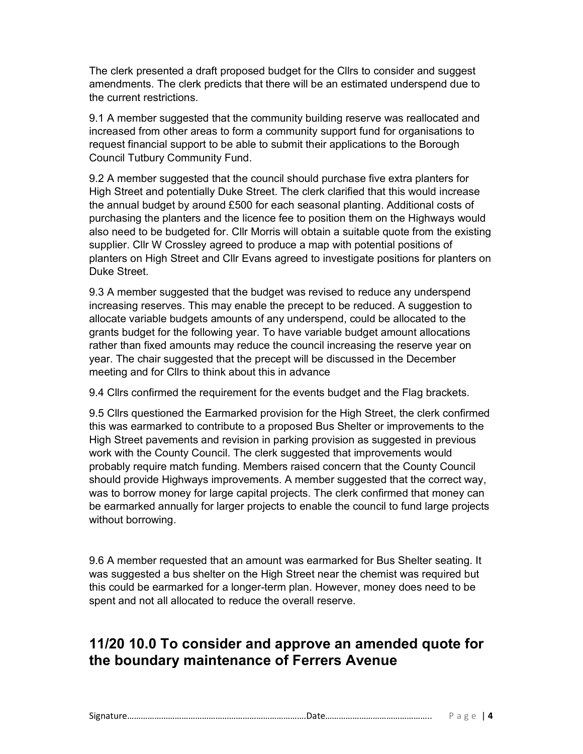The clerk presented a draft proposed budget for the Cllrs to consider and suggest amendments. The clerk predicts that there will be an estimated underspend due to the current restrictions.

9.1 A member suggested that the community building reserve was reallocated and increased from other areas to form a community support fund for organisations to request financial support to be able to submit their applications to the Borough Council Tutbury Community Fund.

9.2 A member suggested that the council should purchase five extra planters for High Street and potentially Duke Street. The clerk clarified that this would increase the annual budget by around £500 for each seasonal planting. Additional costs of purchasing the planters and the licence fee to position them on the Highways would also need to be budgeted for. Cllr Morris will obtain a suitable quote from the existing supplier. Cllr W Crossley agreed to produce a map with potential positions of planters on High Street and Cllr Evans agreed to investigate positions for planters on Duke Street.

9.3 A member suggested that the budget was revised to reduce any underspend increasing reserves. This may enable the precept to be reduced. A suggestion to allocate variable budgets amounts of any underspend, could be allocated to the grants budget for the following year. To have variable budget amount allocations rather than fixed amounts may reduce the council increasing the reserve year on year. The chair suggested that the precept will be discussed in the December meeting and for Cllrs to think about this in advance

9.4 Cllrs confirmed the requirement for the events budget and the Flag brackets.

9.5 Cllrs questioned the Earmarked provision for the High Street, the clerk confirmed this was earmarked to contribute to a proposed Bus Shelter or improvements to the High Street pavements and revision in parking provision as suggested in previous work with the County Council. The clerk suggested that improvements would probably require match funding. Members raised concern that the County Council should provide Highways improvements. A member suggested that the correct way, was to borrow money for large capital projects. The clerk confirmed that money can be earmarked annually for larger projects to enable the council to fund large projects without borrowing.

9.6 A member requested that an amount was earmarked for Bus Shelter seating. It was suggested a bus shelter on the High Street near the chemist was required but this could be earmarked for a longer-term plan. However, money does need to be spent and not all allocated to reduce the overall reserve.

## 11/20 10.0 To consider and approve an amended quote for the boundary maintenance of Ferrers Avenue

Signature……………………………………………………………………Date………………………………………..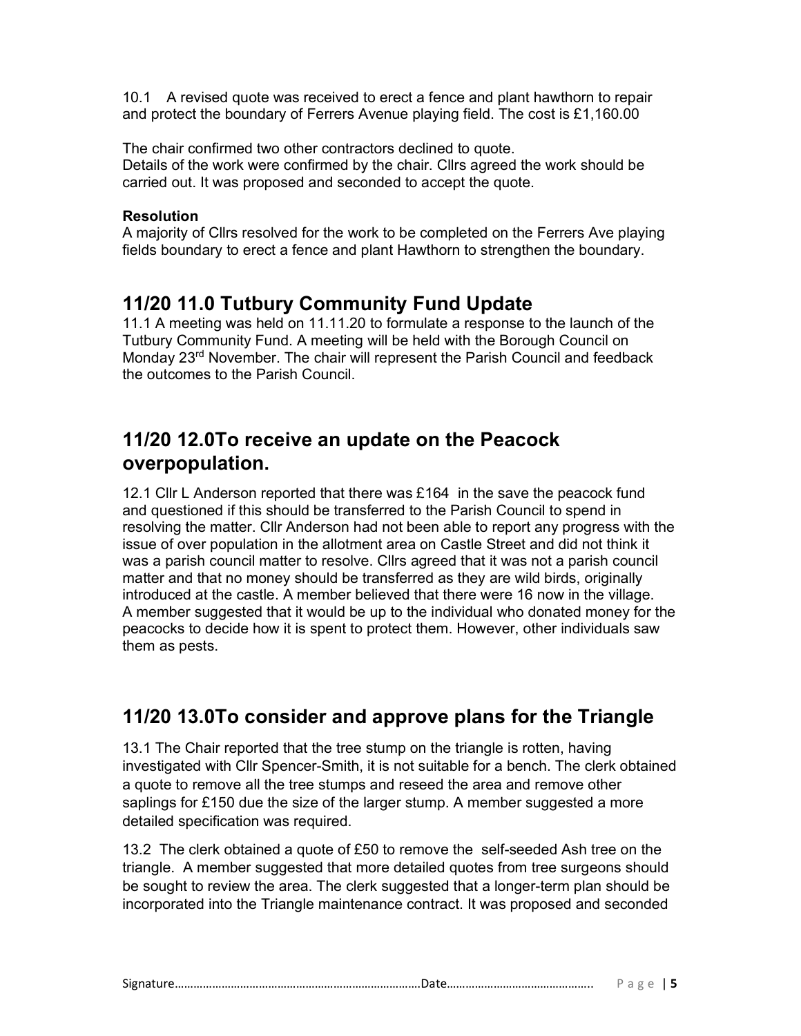10.1 A revised quote was received to erect a fence and plant hawthorn to repair and protect the boundary of Ferrers Avenue playing field. The cost is £1,160.00

The chair confirmed two other contractors declined to quote.
Details of the work were confirmed by the chair. Cllrs agreed the work should be carried out. It was proposed and seconded to accept the quote.

**Resolution**
A majority of Cllrs resolved for the work to be completed on the Ferrers Ave playing fields boundary to erect a fence and plant Hawthorn to strengthen the boundary.

## 11/20 11.0 Tutbury Community Fund Update

11.1 A meeting was held on 11.11.20 to formulate a response to the launch of the Tutbury Community Fund. A meeting will be held with the Borough Council on Monday 23rd November. The chair will represent the Parish Council and feedback the outcomes to the Parish Council.

## 11/20 12.0To receive an update on the Peacock overpopulation.

12.1 Cllr L Anderson reported that there was £164 in the save the peacock fund and questioned if this should be transferred to the Parish Council to spend in resolving the matter. Cllr Anderson had not been able to report any progress with the issue of over population in the allotment area on Castle Street and did not think it was a parish council matter to resolve. Cllrs agreed that it was not a parish council matter and that no money should be transferred as they are wild birds, originally introduced at the castle. A member believed that there were 16 now in the village. A member suggested that it would be up to the individual who donated money for the peacocks to decide how it is spent to protect them. However, other individuals saw them as pests.

## 11/20 13.0To consider and approve plans for the Triangle

13.1 The Chair reported that the tree stump on the triangle is rotten, having investigated with Cllr Spencer-Smith, it is not suitable for a bench. The clerk obtained a quote to remove all the tree stumps and reseed the area and remove other saplings for £150 due the size of the larger stump. A member suggested a more detailed specification was required.

13.2 The clerk obtained a quote of £50 to remove the self-seeded Ash tree on the triangle. A member suggested that more detailed quotes from tree surgeons should be sought to review the area. The clerk suggested that a longer-term plan should be incorporated into the Triangle maintenance contract. It was proposed and seconded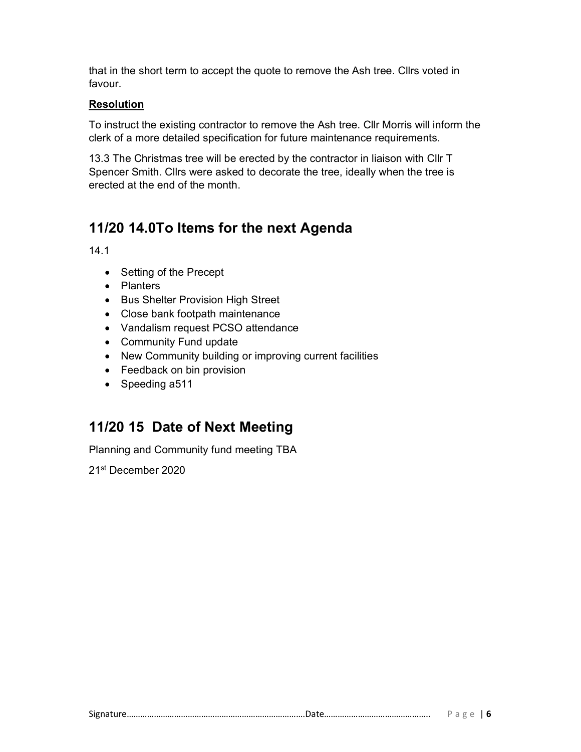that in the short term to accept the quote to remove the Ash tree. Cllrs voted in favour.

**Resolution**

To instruct the existing contractor to remove the Ash tree. Cllr Morris will inform the clerk of a more detailed specification for future maintenance requirements.

13.3 The Christmas tree will be erected by the contractor in liaison with Cllr T Spencer Smith. Cllrs were asked to decorate the tree, ideally when the tree is erected at the end of the month.

## 11/20 14.0To Items for the next Agenda

14.1

- Setting of the Precept
- Planters
- Bus Shelter Provision High Street
- Close bank footpath maintenance
- Vandalism request PCSO attendance
- Community Fund update
- New Community building or improving current facilities
- Feedback on bin provision
- Speeding a511

## 11/20 15 Date of Next Meeting

Planning and Community fund meeting TBA

21st December 2020

Signature……………………………………………………………………Date………………………………………..